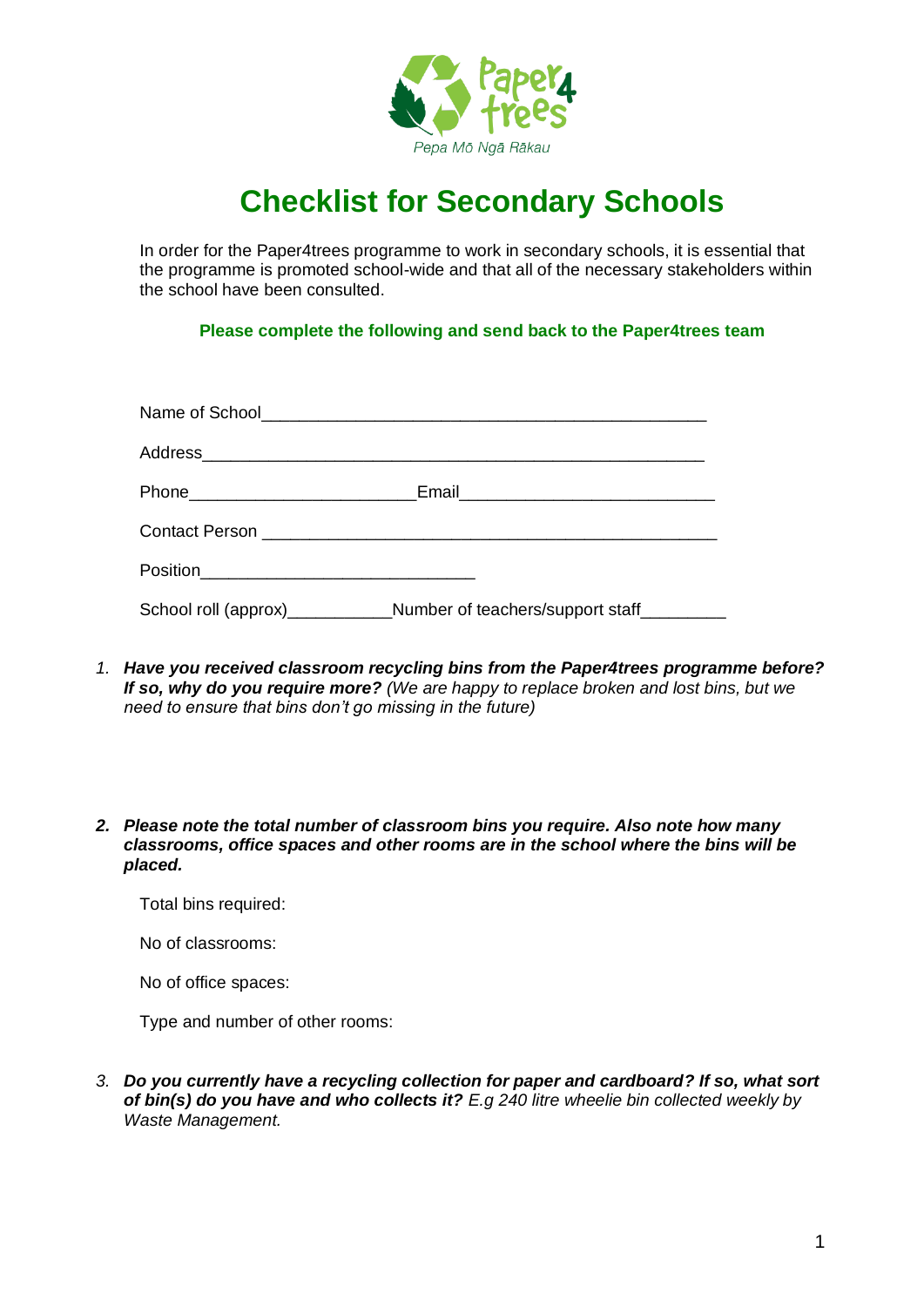Paper4trees

Pepa Mō Ngā Rākau

# Checklist for Secondary Schools

In order for the Paper4trees programme to work in secondary schools, it is essential that the programme is promoted school-wide and that all of the necessary stakeholders within the school have been consulted.

**Please complete the following and send back to the Paper4trees team**

Name of School_______________________________________________

Address_____________________________________________________

Phone________________________Email___________________________

Contact Person _______________________________________________

Position____________________________

School roll (approx)___________Number of teachers/support staff_________

1. ***Have you received classroom recycling bins from the Paper4trees programme before? If so, why do you require more?*** *(We are happy to replace broken and lost bins, but we need to ensure that bins don't go missing in the future)*

2. ***Please note the total number of classroom bins you require. Also note how many classrooms, office spaces and other rooms are in the school where the bins will be placed.***

   Total bins required:

   No of classrooms:

   No of office spaces:

   Type and number of other rooms:

3. ***Do you currently have a recycling collection for paper and cardboard? If so, what sort of bin(s) do you have and who collects it?*** *E.g 240 litre wheelie bin collected weekly by Waste Management.*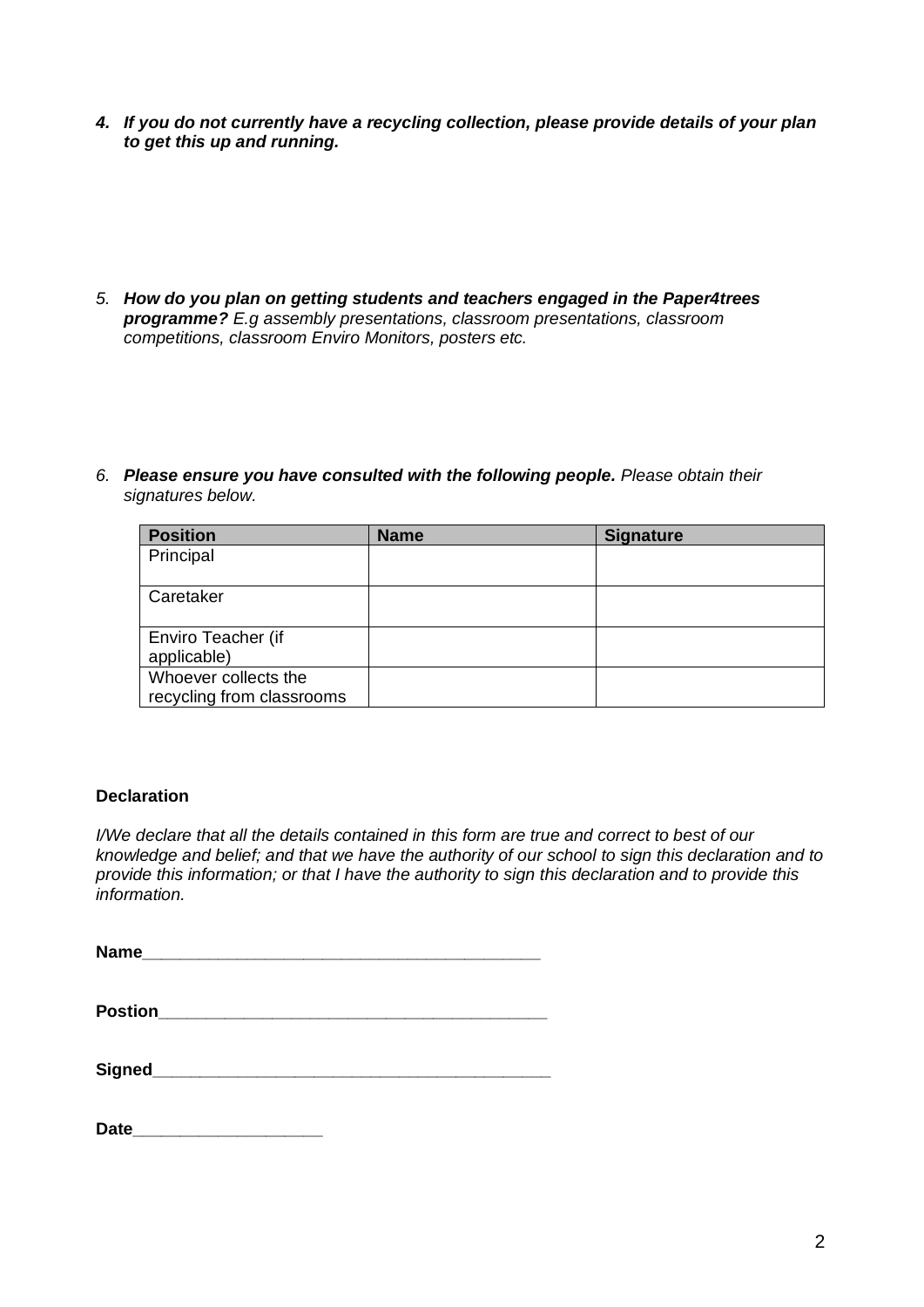4. ***If you do not currently have a recycling collection, please provide details of your plan to get this up and running.***

5. ***How do you plan on getting students and teachers engaged in the Paper4trees programme?*** *E.g assembly presentations, classroom presentations, classroom competitions, classroom Enviro Monitors, posters etc.*

6. ***Please ensure you have consulted with the following people.*** *Please obtain their signatures below.*

| Position | Name | Signature |
|---|---|---|
| Principal | | |
| Caretaker | | |
| Enviro Teacher (if applicable) | | |
| Whoever collects the recycling from classrooms | | |

**Declaration**

*I/We declare that all the details contained in this form are true and correct to best of our knowledge and belief; and that we have the authority of our school to sign this declaration and to provide this information; or that I have the authority to sign this declaration and to provide this information.*

**Name**__________________________________________

**Postion**_________________________________________

**Signed**__________________________________________

**Date**____________________